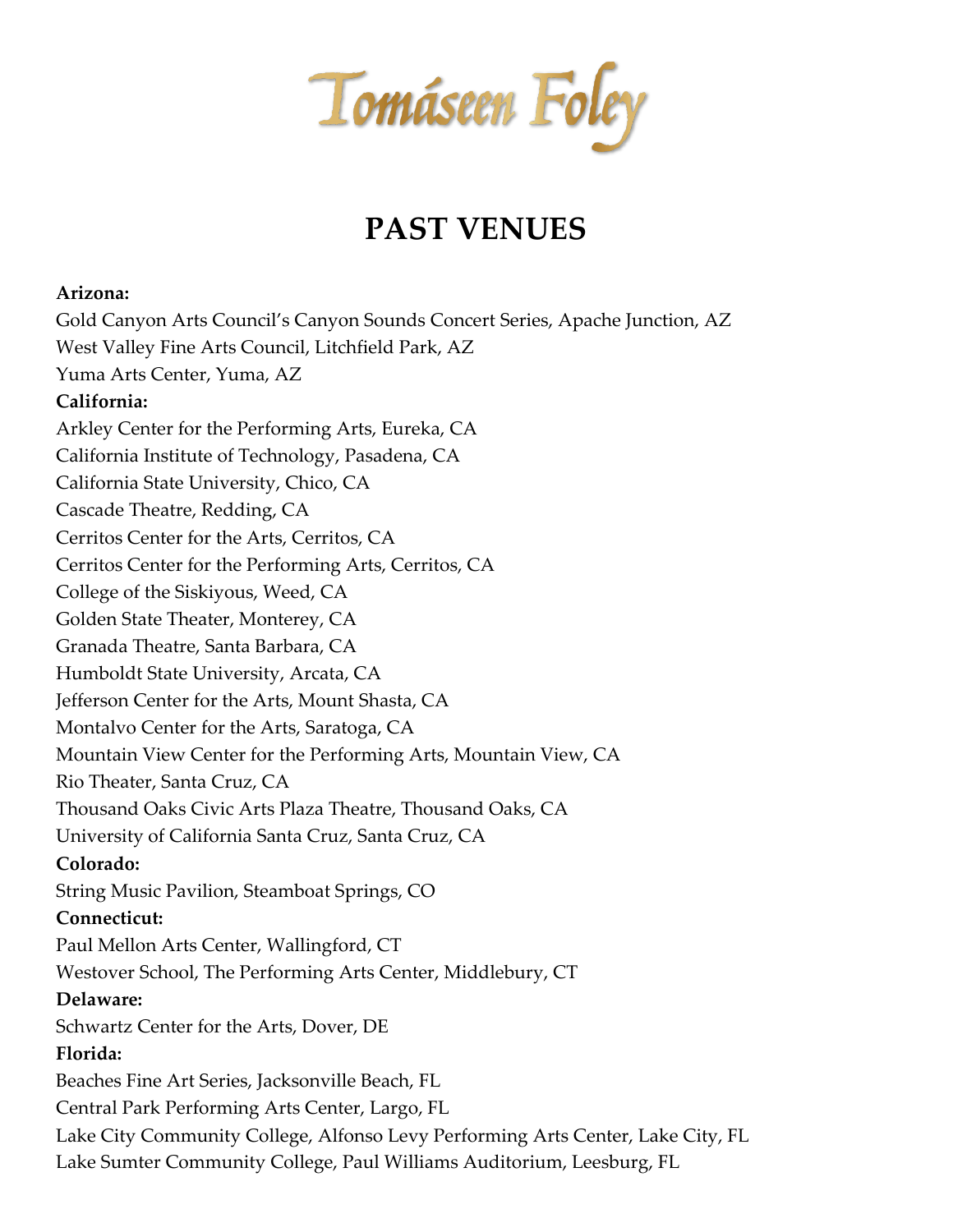# Tomáseen Foley

## PAST VENUES

**Arizona:**
Gold Canyon Arts Council's Canyon Sounds Concert Series, Apache Junction, AZ
West Valley Fine Arts Council, Litchfield Park, AZ
Yuma Arts Center, Yuma, AZ

**California:**
Arkley Center for the Performing Arts, Eureka, CA
California Institute of Technology, Pasadena, CA
California State University, Chico, CA
Cascade Theatre, Redding, CA
Cerritos Center for the Arts, Cerritos, CA
Cerritos Center for the Performing Arts, Cerritos, CA
College of the Siskiyous, Weed, CA
Golden State Theater, Monterey, CA
Granada Theatre, Santa Barbara, CA
Humboldt State University, Arcata, CA
Jefferson Center for the Arts, Mount Shasta, CA
Montalvo Center for the Arts, Saratoga, CA
Mountain View Center for the Performing Arts, Mountain View, CA
Rio Theater, Santa Cruz, CA
Thousand Oaks Civic Arts Plaza Theatre, Thousand Oaks, CA
University of California Santa Cruz, Santa Cruz, CA

**Colorado:**
String Music Pavilion, Steamboat Springs, CO

**Connecticut:**
Paul Mellon Arts Center, Wallingford, CT
Westover School, The Performing Arts Center, Middlebury, CT

**Delaware:**
Schwartz Center for the Arts, Dover, DE

**Florida:**
Beaches Fine Art Series, Jacksonville Beach, FL
Central Park Performing Arts Center, Largo, FL
Lake City Community College, Alfonso Levy Performing Arts Center, Lake City, FL
Lake Sumter Community College, Paul Williams Auditorium, Leesburg, FL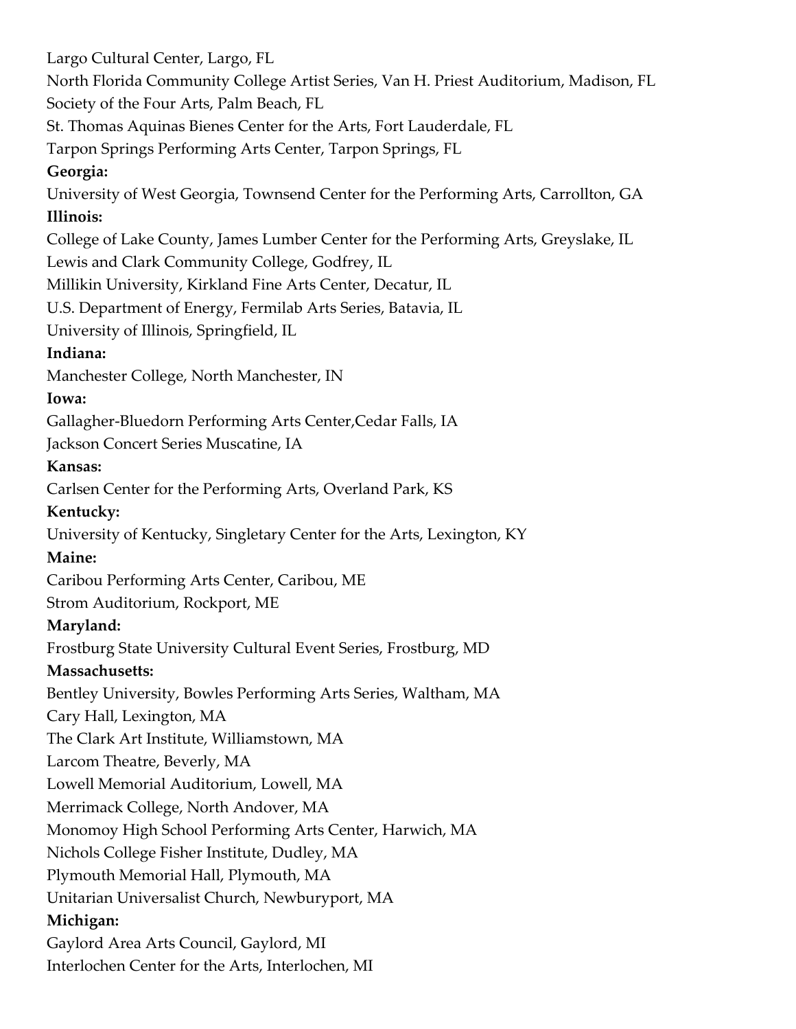Largo Cultural Center, Largo, FL
North Florida Community College Artist Series, Van H. Priest Auditorium, Madison, FL
Society of the Four Arts, Palm Beach, FL
St. Thomas Aquinas Bienes Center for the Arts, Fort Lauderdale, FL
Tarpon Springs Performing Arts Center, Tarpon Springs, FL

**Georgia:**

University of West Georgia, Townsend Center for the Performing Arts, Carrollton, GA

**Illinois:**

College of Lake County, James Lumber Center for the Performing Arts, Greyslake, IL
Lewis and Clark Community College, Godfrey, IL
Millikin University, Kirkland Fine Arts Center, Decatur, IL
U.S. Department of Energy, Fermilab Arts Series, Batavia, IL
University of Illinois, Springfield, IL

**Indiana:**

Manchester College, North Manchester, IN

**Iowa:**

Gallagher-Bluedorn Performing Arts Center,Cedar Falls, IA
Jackson Concert Series Muscatine, IA

**Kansas:**

Carlsen Center for the Performing Arts, Overland Park, KS

**Kentucky:**

University of Kentucky, Singletary Center for the Arts, Lexington, KY

**Maine:**

Caribou Performing Arts Center, Caribou, ME
Strom Auditorium, Rockport, ME

**Maryland:**

Frostburg State University Cultural Event Series, Frostburg, MD

**Massachusetts:**

Bentley University, Bowles Performing Arts Series, Waltham, MA
Cary Hall, Lexington, MA
The Clark Art Institute, Williamstown, MA
Larcom Theatre, Beverly, MA
Lowell Memorial Auditorium, Lowell, MA
Merrimack College, North Andover, MA
Monomoy High School Performing Arts Center, Harwich, MA
Nichols College Fisher Institute, Dudley, MA
Plymouth Memorial Hall, Plymouth, MA
Unitarian Universalist Church, Newburyport, MA

**Michigan:**

Gaylord Area Arts Council, Gaylord, MI
Interlochen Center for the Arts, Interlochen, MI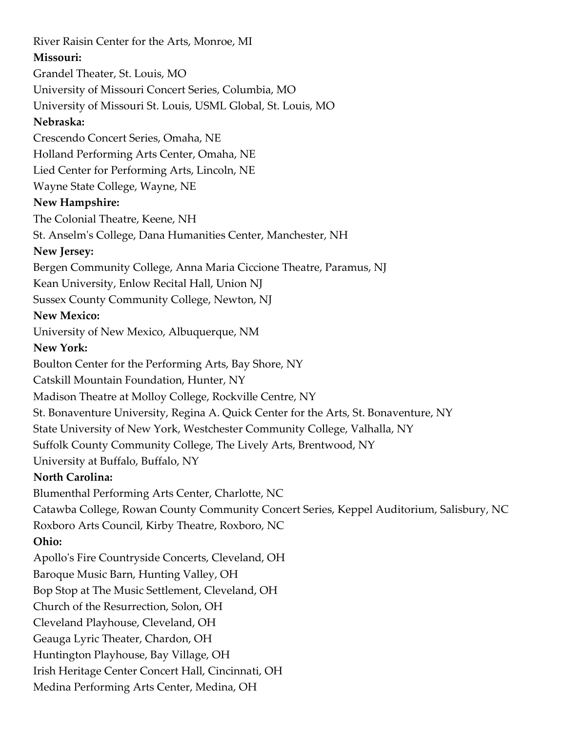River Raisin Center for the Arts, Monroe, MI

**Missouri:**

Grandel Theater, St. Louis, MO

University of Missouri Concert Series, Columbia, MO

University of Missouri St. Louis, USML Global, St. Louis, MO

**Nebraska:**

Crescendo Concert Series, Omaha, NE

Holland Performing Arts Center, Omaha, NE

Lied Center for Performing Arts, Lincoln, NE

Wayne State College, Wayne, NE

**New Hampshire:**

The Colonial Theatre, Keene, NH

St. Anselm's College, Dana Humanities Center, Manchester, NH

**New Jersey:**

Bergen Community College, Anna Maria Ciccione Theatre, Paramus, NJ

Kean University, Enlow Recital Hall, Union NJ

Sussex County Community College, Newton, NJ

**New Mexico:**

University of New Mexico, Albuquerque, NM

**New York:**

Boulton Center for the Performing Arts, Bay Shore, NY

Catskill Mountain Foundation, Hunter, NY

Madison Theatre at Molloy College, Rockville Centre, NY

St. Bonaventure University, Regina A. Quick Center for the Arts, St. Bonaventure, NY

State University of New York, Westchester Community College, Valhalla, NY

Suffolk County Community College, The Lively Arts, Brentwood, NY

University at Buffalo, Buffalo, NY

**North Carolina:**

Blumenthal Performing Arts Center, Charlotte, NC

Catawba College, Rowan County Community Concert Series, Keppel Auditorium, Salisbury, NC

Roxboro Arts Council, Kirby Theatre, Roxboro, NC

**Ohio:**

Apollo's Fire Countryside Concerts, Cleveland, OH

Baroque Music Barn, Hunting Valley, OH

Bop Stop at The Music Settlement, Cleveland, OH

Church of the Resurrection, Solon, OH

Cleveland Playhouse, Cleveland, OH

Geauga Lyric Theater, Chardon, OH

Huntington Playhouse, Bay Village, OH

Irish Heritage Center Concert Hall, Cincinnati, OH

Medina Performing Arts Center, Medina, OH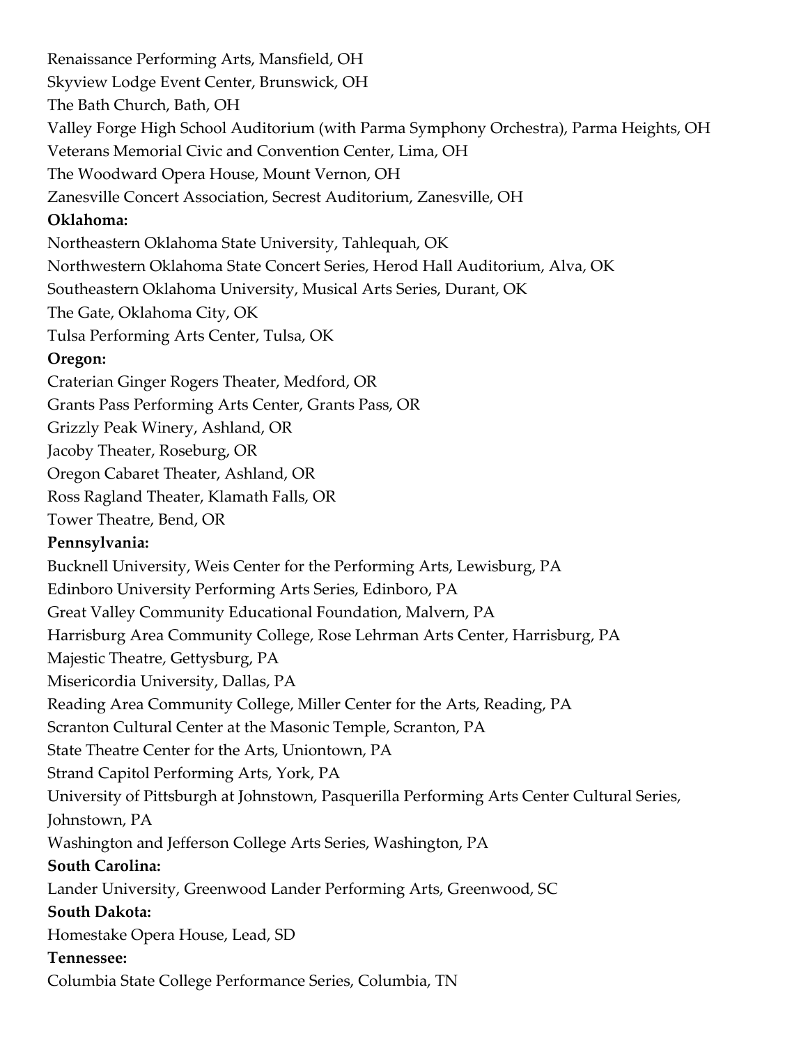Renaissance Performing Arts, Mansfield, OH
Skyview Lodge Event Center, Brunswick, OH
The Bath Church, Bath, OH
Valley Forge High School Auditorium (with Parma Symphony Orchestra), Parma Heights, OH
Veterans Memorial Civic and Convention Center, Lima, OH
The Woodward Opera House, Mount Vernon, OH
Zanesville Concert Association, Secrest Auditorium, Zanesville, OH

**Oklahoma:**

Northeastern Oklahoma State University, Tahlequah, OK
Northwestern Oklahoma State Concert Series, Herod Hall Auditorium, Alva, OK
Southeastern Oklahoma University, Musical Arts Series, Durant, OK
The Gate, Oklahoma City, OK
Tulsa Performing Arts Center, Tulsa, OK

**Oregon:**

Craterian Ginger Rogers Theater, Medford, OR
Grants Pass Performing Arts Center, Grants Pass, OR
Grizzly Peak Winery, Ashland, OR
Jacoby Theater, Roseburg, OR
Oregon Cabaret Theater, Ashland, OR
Ross Ragland Theater, Klamath Falls, OR
Tower Theatre, Bend, OR

**Pennsylvania:**

Bucknell University, Weis Center for the Performing Arts, Lewisburg, PA
Edinboro University Performing Arts Series, Edinboro, PA
Great Valley Community Educational Foundation, Malvern, PA
Harrisburg Area Community College, Rose Lehrman Arts Center, Harrisburg, PA
Majestic Theatre, Gettysburg, PA
Misericordia University, Dallas, PA
Reading Area Community College, Miller Center for the Arts, Reading, PA
Scranton Cultural Center at the Masonic Temple, Scranton, PA
State Theatre Center for the Arts, Uniontown, PA
Strand Capitol Performing Arts, York, PA
University of Pittsburgh at Johnstown, Pasquerilla Performing Arts Center Cultural Series, Johnstown, PA
Washington and Jefferson College Arts Series, Washington, PA

**South Carolina:**

Lander University, Greenwood Lander Performing Arts, Greenwood, SC

**South Dakota:**

Homestake Opera House, Lead, SD

**Tennessee:**

Columbia State College Performance Series, Columbia, TN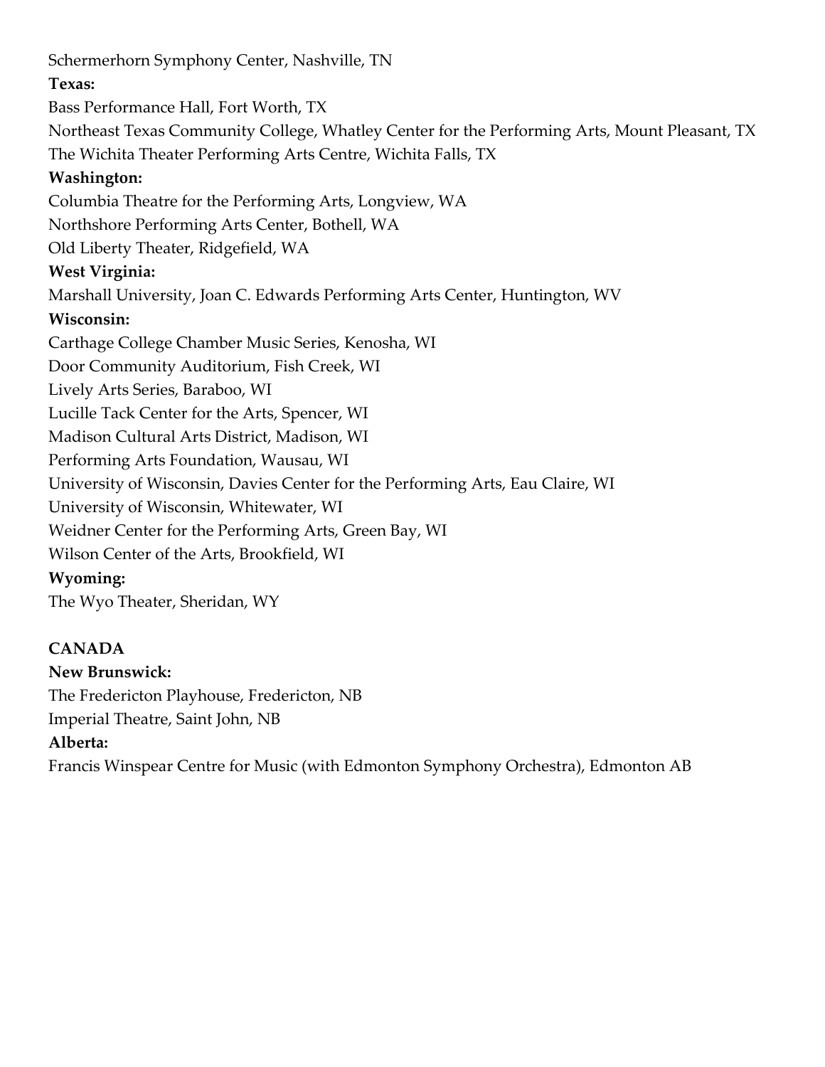Schermerhorn Symphony Center, Nashville, TN

**Texas:**

Bass Performance Hall, Fort Worth, TX

Northeast Texas Community College, Whatley Center for the Performing Arts, Mount Pleasant, TX

The Wichita Theater Performing Arts Centre, Wichita Falls, TX

**Washington:**

Columbia Theatre for the Performing Arts, Longview, WA

Northshore Performing Arts Center, Bothell, WA

Old Liberty Theater, Ridgefield, WA

**West Virginia:**

Marshall University, Joan C. Edwards Performing Arts Center, Huntington, WV

**Wisconsin:**

Carthage College Chamber Music Series, Kenosha, WI

Door Community Auditorium, Fish Creek, WI

Lively Arts Series, Baraboo, WI

Lucille Tack Center for the Arts, Spencer, WI

Madison Cultural Arts District, Madison, WI

Performing Arts Foundation, Wausau, WI

University of Wisconsin, Davies Center for the Performing Arts, Eau Claire, WI

University of Wisconsin, Whitewater, WI

Weidner Center for the Performing Arts, Green Bay, WI

Wilson Center of the Arts, Brookfield, WI

**Wyoming:**

The Wyo Theater, Sheridan, WY

**CANADA**

**New Brunswick:**

The Fredericton Playhouse, Fredericton, NB

Imperial Theatre, Saint John, NB

**Alberta:**

Francis Winspear Centre for Music (with Edmonton Symphony Orchestra), Edmonton AB